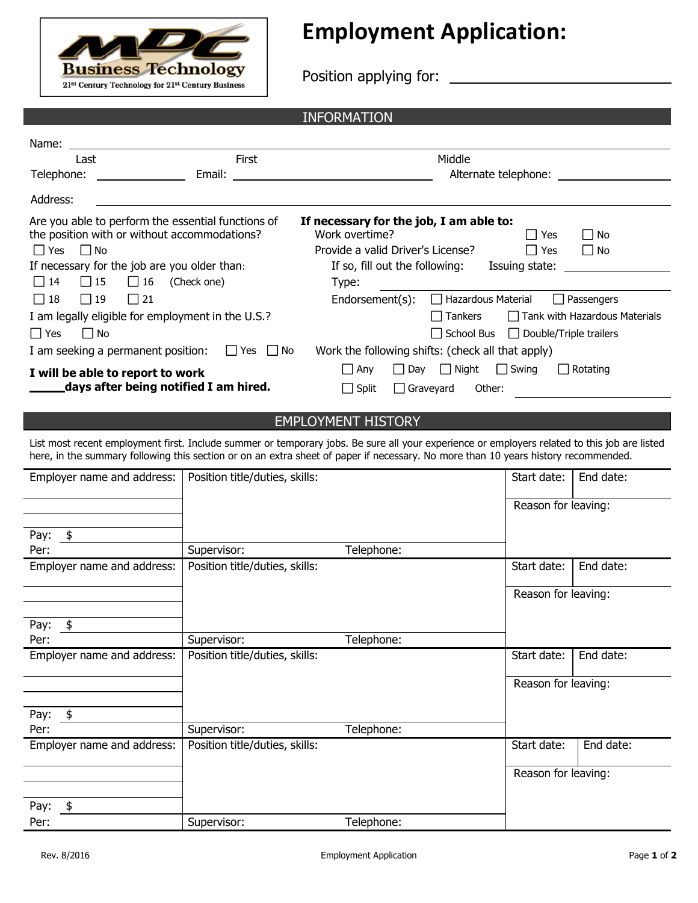MDC Business Technology
21st Century Technology for 21st Century Business

# Employment Application:

Position applying for: ____________________

## INFORMATION

Name: ____________________

Last | First | Middle

Telephone: __________ Email: ____________________ Alternate telephone: __________

Address: ____________________

Are you able to perform the essential functions of the position with or without accommodations?

☐ Yes ☐ No

If necessary for the job are you older than:

☐ 14 ☐ 15 ☐ 16 (Check one)

☐ 18 ☐ 19 ☐ 21

I am legally eligible for employment in the U.S.?

☐ Yes ☐ No

I am seeking a permanent position: ☐ Yes ☐ No

**I will be able to report to work _____days after being notified I am hired.**

**If necessary for the job, I am able to:**

Work overtime? ☐ Yes ☐ No

Provide a valid Driver's License? ☐ Yes ☐ No

If so, fill out the following: Issuing state: __________

Type: __________

Endorsement(s): ☐ Hazardous Material ☐ Passengers ☐ Tankers ☐ Tank with Hazardous Materials ☐ School Bus ☐ Double/Triple trailers

Work the following shifts: (check all that apply)

☐ Any ☐ Day ☐ Night ☐ Swing ☐ Rotating

☐ Split ☐ Graveyard Other: __________

## EMPLOYMENT HISTORY

List most recent employment first. Include summer or temporary jobs. Be sure all your experience or employers related to this job are listed here, in the summary following this section or on an extra sheet of paper if necessary. No more than 10 years history recommended.

| Employer name and address: | Position title/duties, skills: | | Start date: | End date: |
|---|---|---|---|---|
| | | | Reason for leaving: | |
| Pay: $ | | | | |
| Per: | Supervisor: | Telephone: | | |
| Employer name and address: | Position title/duties, skills: | | Start date: | End date: |
| | | | Reason for leaving: | |
| Pay: $ | | | | |
| Per: | Supervisor: | Telephone: | | |
| Employer name and address: | Position title/duties, skills: | | Start date: | End date: |
| | | | Reason for leaving: | |
| Pay: $ | | | | |
| Per: | Supervisor: | Telephone: | | |
| Employer name and address: | Position title/duties, skills: | | Start date: | End date: |
| | | | Reason for leaving: | |
| Pay: $ | | | | |
| Per: | Supervisor: | Telephone: | | |

Rev. 8/2016 Employment Application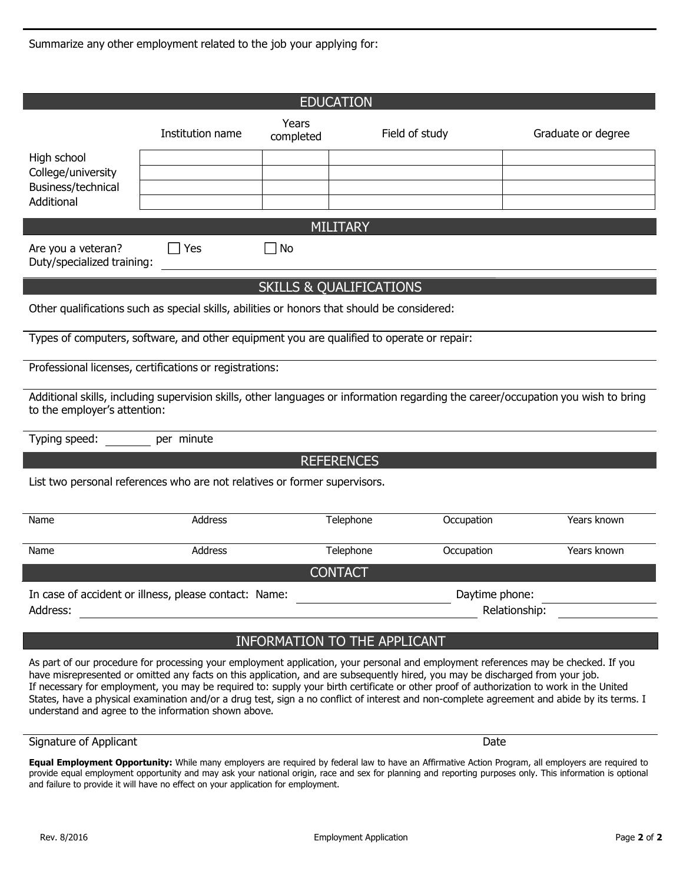Summarize any other employment related to the job your applying for:

## EDUCATION

| | Institution name | Years completed | Field of study | Graduate or degree |
|---|---|---|---|---|
| High school | | | | |
| College/university | | | | |
| Business/technical | | | | |
| Additional | | | | |

## MILITARY

Are you a veteran? ☐ Yes ☐ No

Duty/specialized training:

## SKILLS & QUALIFICATIONS

Other qualifications such as special skills, abilities or honors that should be considered:

Types of computers, software, and other equipment you are qualified to operate or repair:

Professional licenses, certifications or registrations:

Additional skills, including supervision skills, other languages or information regarding the career/occupation you wish to bring to the employer's attention:

Typing speed: ________ per minute

## REFERENCES

List two personal references who are not relatives or former supervisors.

| Name | Address | Telephone | Occupation | Years known |
|---|---|---|---|---|
| | | | | |

| Name | Address | Telephone | Occupation | Years known |
|---|---|---|---|---|
| | | | | |

## CONTACT

In case of accident or illness, please contact: Name: ____________ Daytime phone: ____________

Address: ____________ Relationship: ____________

## INFORMATION TO THE APPLICANT

As part of our procedure for processing your employment application, your personal and employment references may be checked. If you have misrepresented or omitted any facts on this application, and are subsequently hired, you may be discharged from your job. If necessary for employment, you may be required to: supply your birth certificate or other proof of authorization to work in the United States, have a physical examination and/or a drug test, sign a no conflict of interest and non-complete agreement and abide by its terms. I understand and agree to the information shown above.

Signature of Applicant ____________ Date ____________

**Equal Employment Opportunity:** While many employers are required by federal law to have an Affirmative Action Program, all employers are required to provide equal employment opportunity and may ask your national origin, race and sex for planning and reporting purposes only. This information is optional and failure to provide it will have no effect on your application for employment.

Rev. 8/2016 Employment Application